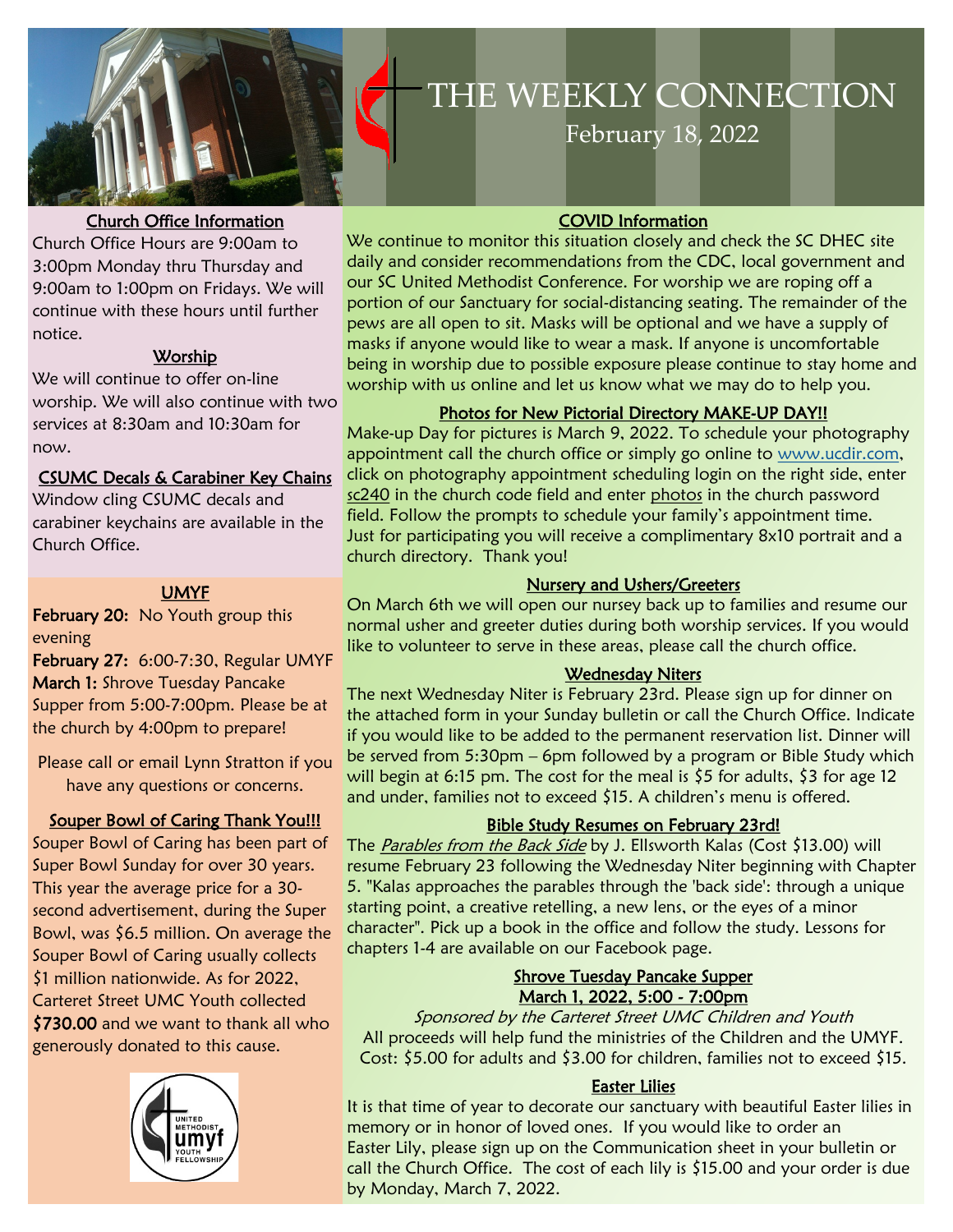# THE WEEKLY CONNECTION

February 18, 2022

## Church Office Information

Church Office Hours are 9:00am to 3:00pm Monday thru Thursday and 9:00am to 1:00pm on Fridays. We will continue with these hours until further notice.

## Worship

We will continue to offer on-line worship. We will also continue with two services at 8:30am and 10:30am for now.

## CSUMC Decals & Carabiner Key Chains

Window cling CSUMC decals and carabiner keychains are available in the Church Office.

## UMYF

**February 20:** No Youth group this evening

**February 27:** 6:00-7:30, Regular UMYF

**March 1:** Shrove Tuesday Pancake Supper from 5:00-7:00pm. Please be at the church by 4:00pm to prepare!

Please call or email Lynn Stratton if you have any questions or concerns.

## Souper Bowl of Caring Thank You!!!

Souper Bowl of Caring has been part of Super Bowl Sunday for over 30 years. This year the average price for a 30-second advertisement, during the Super Bowl, was $6.5 million. On average the Souper Bowl of Caring usually collects $1 million nationwide. As for 2022, Carteret Street UMC Youth collected **$730.00** and we want to thank all who generously donated to this cause.

## COVID Information

We continue to monitor this situation closely and check the SC DHEC site daily and consider recommendations from the CDC, local government and our SC United Methodist Conference. For worship we are roping off a portion of our Sanctuary for social-distancing seating. The remainder of the pews are all open to sit. Masks will be optional and we have a supply of masks if anyone would like to wear a mask. If anyone is uncomfortable being in worship due to possible exposure please continue to stay home and worship with us online and let us know what we may do to help you.

## Photos for New Pictorial Directory MAKE-UP DAY!!

Make-up Day for pictures is March 9, 2022. To schedule your photography appointment call the church office or simply go online to www.ucdir.com, click on photography appointment scheduling login on the right side, enter sc240 in the church code field and enter photos in the church password field. Follow the prompts to schedule your family's appointment time. Just for participating you will receive a complimentary 8x10 portrait and a church directory. Thank you!

## Nursery and Ushers/Greeters

On March 6th we will open our nursey back up to families and resume our normal usher and greeter duties during both worship services. If you would like to volunteer to serve in these areas, please call the church office.

## Wednesday Niters

The next Wednesday Niter is February 23rd. Please sign up for dinner on the attached form in your Sunday bulletin or call the Church Office. Indicate if you would like to be added to the permanent reservation list. Dinner will be served from 5:30pm – 6pm followed by a program or Bible Study which will begin at 6:15 pm. The cost for the meal is $5 for adults, $3 for age 12 and under, families not to exceed $15. A children's menu is offered.

## Bible Study Resumes on February 23rd!

The *Parables from the Back Side* by J. Ellsworth Kalas (Cost $13.00) will resume February 23 following the Wednesday Niter beginning with Chapter 5. "Kalas approaches the parables through the 'back side': through a unique starting point, a creative retelling, a new lens, or the eyes of a minor character". Pick up a book in the office and follow the study. Lessons for chapters 1-4 are available on our Facebook page.

## Shrove Tuesday Pancake Supper
## March 1, 2022, 5:00 - 7:00pm

*Sponsored by the Carteret Street UMC Children and Youth*

All proceeds will help fund the ministries of the Children and the UMYF. Cost: $5.00 for adults and $3.00 for children, families not to exceed $15.

## Easter Lilies

It is that time of year to decorate our sanctuary with beautiful Easter lilies in memory or in honor of loved ones. If you would like to order an Easter Lily, please sign up on the Communication sheet in your bulletin or call the Church Office. The cost of each lily is $15.00 and your order is due by Monday, March 7, 2022.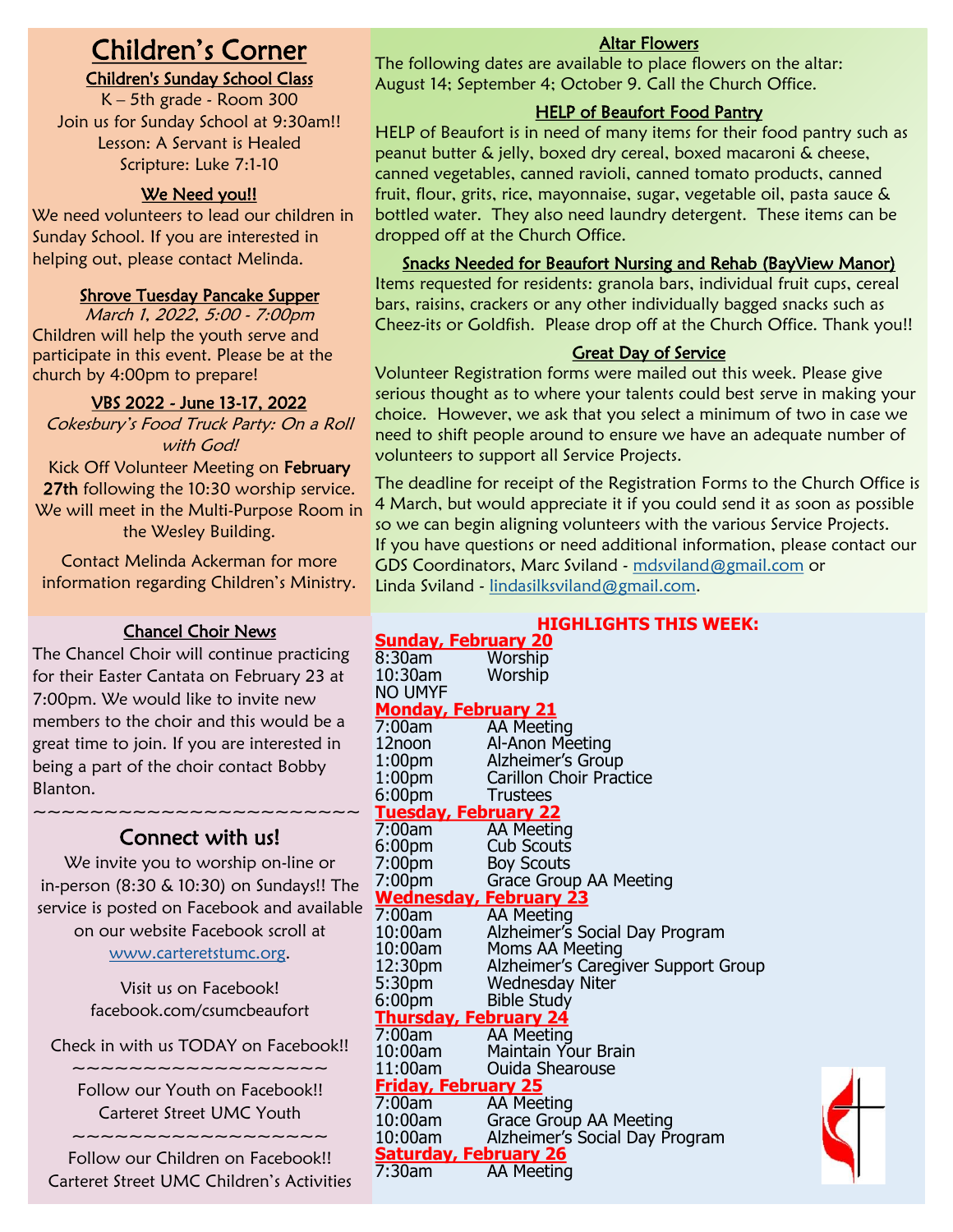# Children's Corner

## Children's Sunday School Class

K – 5th grade - Room 300
Join us for Sunday School at 9:30am!!
Lesson: A Servant is Healed
Scripture: Luke 7:1-10

## We Need you!!

We need volunteers to lead our children in Sunday School. If you are interested in helping out, please contact Melinda.

## Shrove Tuesday Pancake Supper

*March 1, 2022, 5:00 - 7:00pm*

Children will help the youth serve and participate in this event. Please be at the church by 4:00pm to prepare!

## VBS 2022 - June 13-17, 2022

*Cokesbury's Food Truck Party: On a Roll with God!*

Kick Off Volunteer Meeting on **February 27th** following the 10:30 worship service. We will meet in the Multi-Purpose Room in the Wesley Building.

Contact Melinda Ackerman for more information regarding Children's Ministry.

## Altar Flowers

The following dates are available to place flowers on the altar: August 14; September 4; October 9. Call the Church Office.

## HELP of Beaufort Food Pantry

HELP of Beaufort is in need of many items for their food pantry such as peanut butter & jelly, boxed dry cereal, boxed macaroni & cheese, canned vegetables, canned ravioli, canned tomato products, canned fruit, flour, grits, rice, mayonnaise, sugar, vegetable oil, pasta sauce & bottled water. They also need laundry detergent. These items can be dropped off at the Church Office.

## Snacks Needed for Beaufort Nursing and Rehab (BayView Manor)

Items requested for residents: granola bars, individual fruit cups, cereal bars, raisins, crackers or any other individually bagged snacks such as Cheez-its or Goldfish. Please drop off at the Church Office. Thank you!!

## Great Day of Service

Volunteer Registration forms were mailed out this week. Please give serious thought as to where your talents could best serve in making your choice. However, we ask that you select a minimum of two in case we need to shift people around to ensure we have an adequate number of volunteers to support all Service Projects.

The deadline for receipt of the Registration Forms to the Church Office is 4 March, but would appreciate it if you could send it as soon as possible so we can begin aligning volunteers with the various Service Projects. If you have questions or need additional information, please contact our GDS Coordinators, Marc Sviland - mdsviland@gmail.com or Linda Sviland - lindasilksviland@gmail.com.

## Chancel Choir News

The Chancel Choir will continue practicing for their Easter Cantata on February 23 at 7:00pm. We would like to invite new members to the choir and this would be a great time to join. If you are interested in being a part of the choir contact Bobby Blanton.

~~~~~~~~~~~~~~~~~~~~~~~~

## Connect with us!

We invite you to worship on-line or in-person (8:30 & 10:30) on Sundays!! The service is posted on Facebook and available on our website Facebook scroll at www.carteretstumc.org.

Visit us on Facebook!
facebook.com/csumcbeaufort

Check in with us TODAY on Facebook!!

~~~~~~~~~~~~~~~~~~~

Follow our Youth on Facebook!!
Carteret Street UMC Youth

~~~~~~~~~~~~~~~~~~~

Follow our Children on Facebook!!
Carteret Street UMC Children's Activities

## HIGHLIGHTS THIS WEEK:

**Sunday, February 20**
8:30am Worship
10:30am Worship
NO UMYF

**Monday, February 21**
7:00am AA Meeting
12noon Al-Anon Meeting
1:00pm Alzheimer's Group
1:00pm Carillon Choir Practice
6:00pm Trustees

**Tuesday, February 22**
7:00am AA Meeting
6:00pm Cub Scouts
7:00pm Boy Scouts
7:00pm Grace Group AA Meeting

**Wednesday, February 23**
7:00am AA Meeting
10:00am Alzheimer's Social Day Program
10:00am Moms AA Meeting
12:30pm Alzheimer's Caregiver Support Group
5:30pm Wednesday Niter
6:00pm Bible Study

**Thursday, February 24**
7:00am AA Meeting
10:00am Maintain Your Brain
11:00am Ouida Shearouse

**Friday, February 25**
7:00am AA Meeting
10:00am Grace Group AA Meeting
10:00am Alzheimer's Social Day Program

**Saturday, February 26**
7:30am AA Meeting